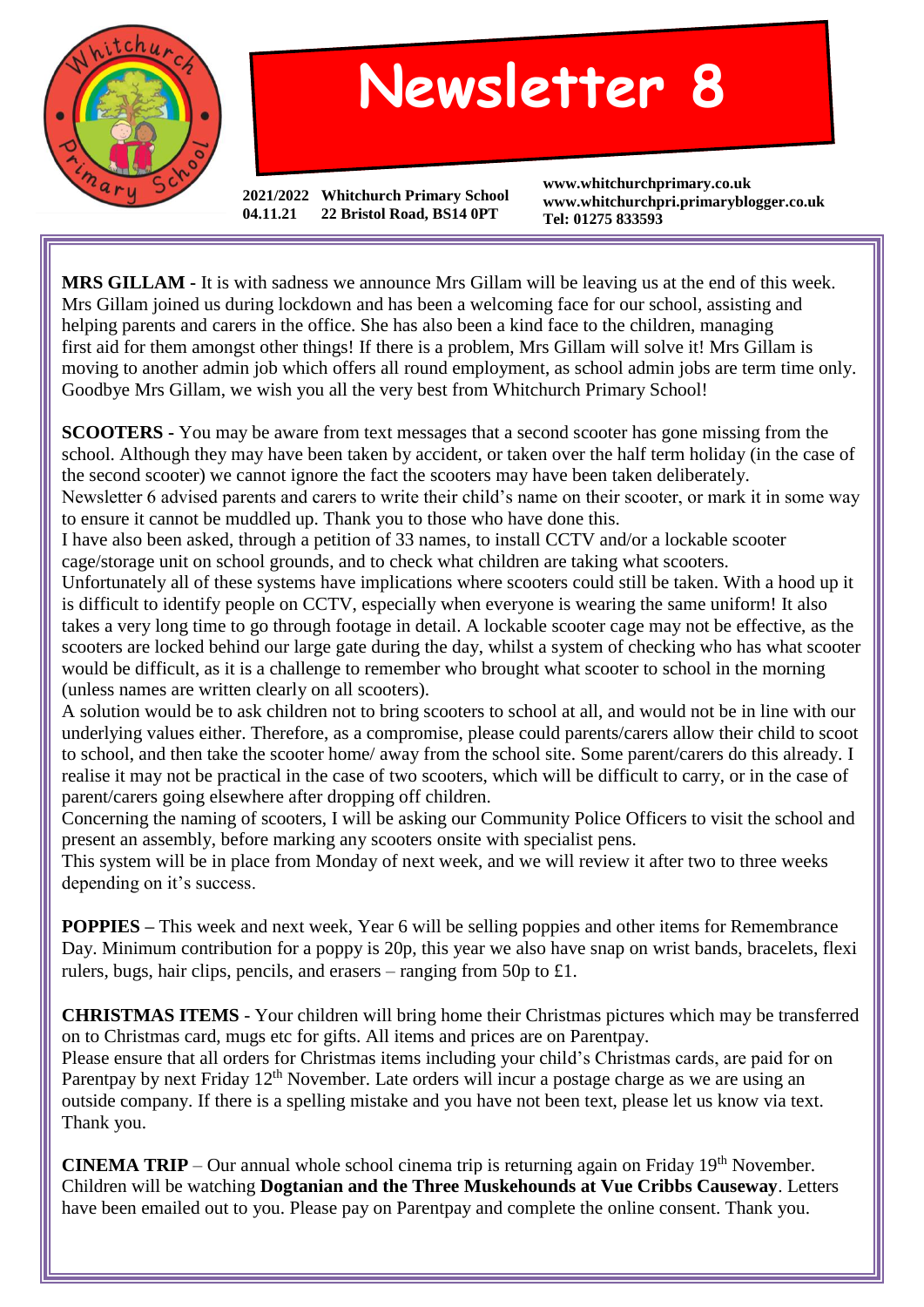# Newsletter 8

**2021/2022** **Whitchurch Primary School**
**04.11.21** **22 Bristol Road, BS14 0PT**

**www.whitchurchprimary.co.uk**
**www.whitchurchpri.primaryblogger.co.uk**
**Tel: 01275 833593**

**MRS GILLAM -** It is with sadness we announce Mrs Gillam will be leaving us at the end of this week. Mrs Gillam joined us during lockdown and has been a welcoming face for our school, assisting and helping parents and carers in the office. She has also been a kind face to the children, managing first aid for them amongst other things! If there is a problem, Mrs Gillam will solve it! Mrs Gillam is moving to another admin job which offers all round employment, as school admin jobs are term time only. Goodbye Mrs Gillam, we wish you all the very best from Whitchurch Primary School!

**SCOOTERS -** You may be aware from text messages that a second scooter has gone missing from the school. Although they may have been taken by accident, or taken over the half term holiday (in the case of the second scooter) we cannot ignore the fact the scooters may have been taken deliberately.
Newsletter 6 advised parents and carers to write their child's name on their scooter, or mark it in some way to ensure it cannot be muddled up. Thank you to those who have done this.
I have also been asked, through a petition of 33 names, to install CCTV and/or a lockable scooter cage/storage unit on school grounds, and to check what children are taking what scooters.
Unfortunately all of these systems have implications where scooters could still be taken. With a hood up it is difficult to identify people on CCTV, especially when everyone is wearing the same uniform! It also takes a very long time to go through footage in detail. A lockable scooter cage may not be effective, as the scooters are locked behind our large gate during the day, whilst a system of checking who has what scooter would be difficult, as it is a challenge to remember who brought what scooter to school in the morning (unless names are written clearly on all scooters).
A solution would be to ask children not to bring scooters to school at all, and would not be in line with our underlying values either. Therefore, as a compromise, please could parents/carers allow their child to scoot to school, and then take the scooter home/ away from the school site. Some parent/carers do this already. I realise it may not be practical in the case of two scooters, which will be difficult to carry, or in the case of parent/carers going elsewhere after dropping off children.
Concerning the naming of scooters, I will be asking our Community Police Officers to visit the school and present an assembly, before marking any scooters onsite with specialist pens.
This system will be in place from Monday of next week, and we will review it after two to three weeks depending on it's success.

**POPPIES –** This week and next week, Year 6 will be selling poppies and other items for Remembrance Day. Minimum contribution for a poppy is 20p, this year we also have snap on wrist bands, bracelets, flexi rulers, bugs, hair clips, pencils, and erasers – ranging from 50p to £1.

**CHRISTMAS ITEMS -** Your children will bring home their Christmas pictures which may be transferred on to Christmas card, mugs etc for gifts. All items and prices are on Parentpay.
Please ensure that all orders for Christmas items including your child's Christmas cards, are paid for on Parentpay by next Friday 12th November. Late orders will incur a postage charge as we are using an outside company. If there is a spelling mistake and you have not been text, please let us know via text. Thank you.

**CINEMA TRIP** – Our annual whole school cinema trip is returning again on Friday 19th November. Children will be watching **Dogtanian and the Three Muskehounds at Vue Cribbs Causeway**. Letters have been emailed out to you. Please pay on Parentpay and complete the online consent. Thank you.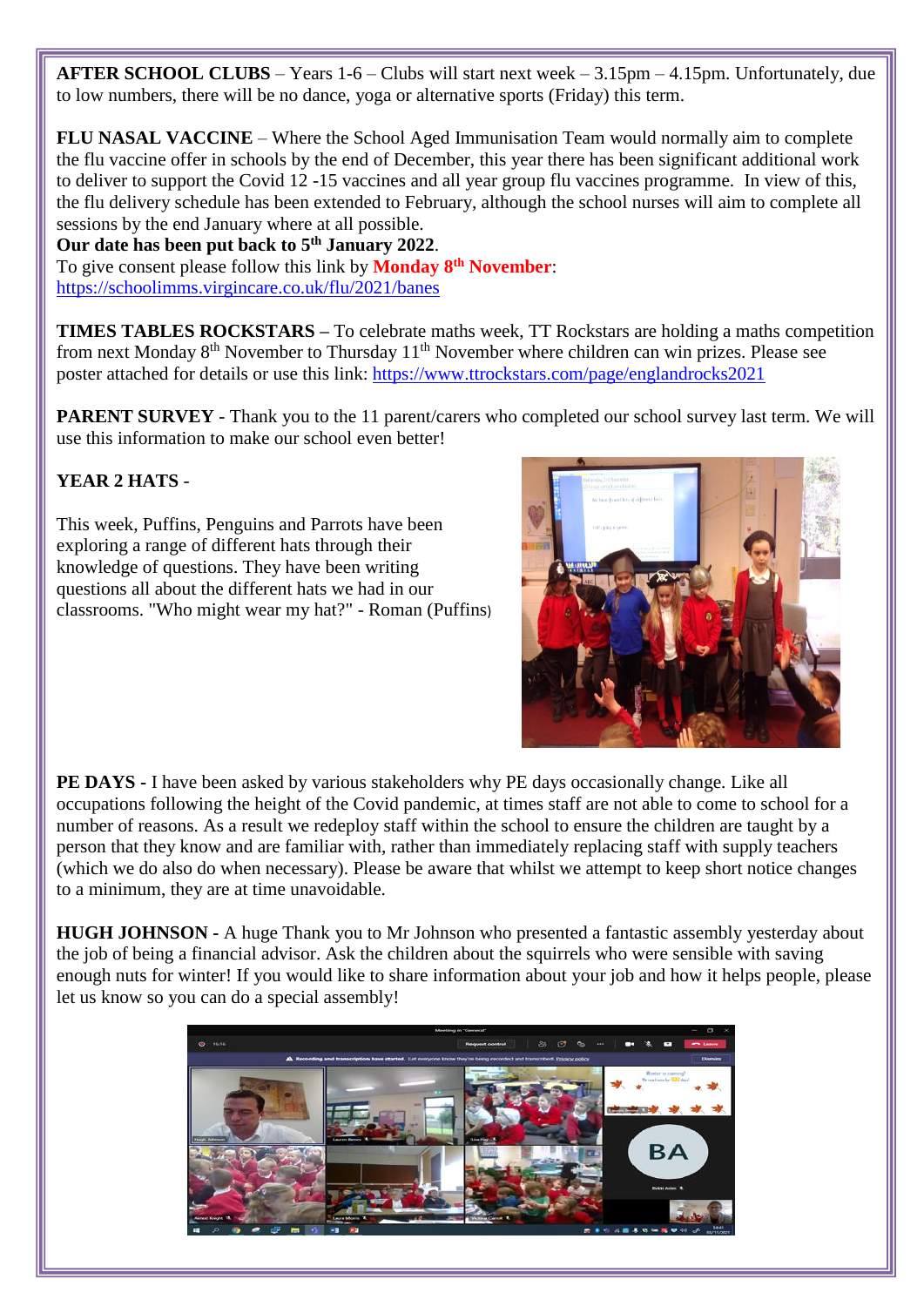**AFTER SCHOOL CLUBS** – Years 1-6 – Clubs will start next week – 3.15pm – 4.15pm. Unfortunately, due to low numbers, there will be no dance, yoga or alternative sports (Friday) this term.

**FLU NASAL VACCINE** – Where the School Aged Immunisation Team would normally aim to complete the flu vaccine offer in schools by the end of December, this year there has been significant additional work to deliver to support the Covid 12 -15 vaccines and all year group flu vaccines programme. In view of this, the flu delivery schedule has been extended to February, although the school nurses will aim to complete all sessions by the end January where at all possible.

**Our date has been put back to 5th January 2022**.

To give consent please follow this link by **Monday 8th November**:
https://schoolimms.virgincare.co.uk/flu/2021/banes

**TIMES TABLES ROCKSTARS** – To celebrate maths week, TT Rockstars are holding a maths competition from next Monday 8th November to Thursday 11th November where children can win prizes. Please see poster attached for details or use this link: https://www.ttrockstars.com/page/englandrocks2021

**PARENT SURVEY** - Thank you to the 11 parent/carers who completed our school survey last term. We will use this information to make our school even better!

**YEAR 2 HATS** -

This week, Puffins, Penguins and Parrots have been exploring a range of different hats through their knowledge of questions. They have been writing questions all about the different hats we had in our classrooms. "Who might wear my hat?" - Roman (Puffins)

**PE DAYS** - I have been asked by various stakeholders why PE days occasionally change. Like all occupations following the height of the Covid pandemic, at times staff are not able to come to school for a number of reasons. As a result we redeploy staff within the school to ensure the children are taught by a person that they know and are familiar with, rather than immediately replacing staff with supply teachers (which we do also do when necessary). Please be aware that whilst we attempt to keep short notice changes to a minimum, they are at time unavoidable.

**HUGH JOHNSON** - A huge Thank you to Mr Johnson who presented a fantastic assembly yesterday about the job of being a financial advisor. Ask the children about the squirrels who were sensible with saving enough nuts for winter! If you would like to share information about your job and how it helps people, please let us know so you can do a special assembly!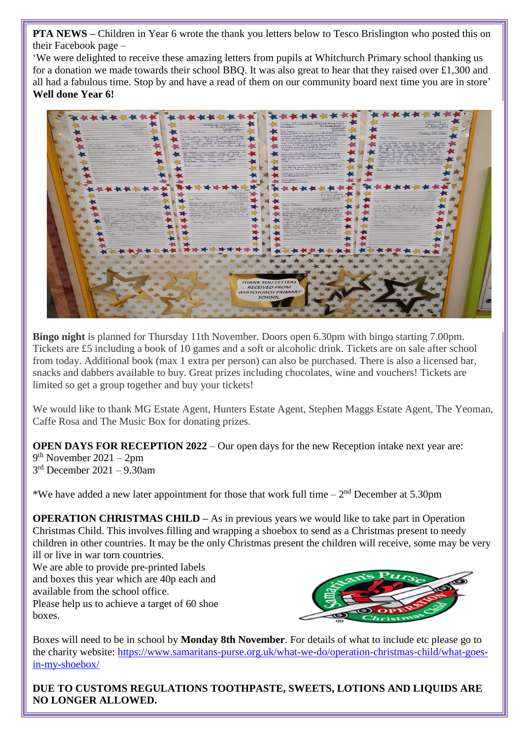**PTA NEWS –** Children in Year 6 wrote the thank you letters below to Tesco Brislington who posted this on their Facebook page –

'We were delighted to receive these amazing letters from pupils at Whitchurch Primary school thanking us for a donation we made towards their school BBQ. It was also great to hear that they raised over £1,300 and all had a fabulous time. Stop by and have a read of them on our community board next time you are in store'

**Well done Year 6!**

**Bingo night** is planned for Thursday 11th November. Doors open 6.30pm with bingo starting 7.00pm. Tickets are £5 including a book of 10 games and a soft or alcoholic drink. Tickets are on sale after school from today. Additional book (max 1 extra per person) can also be purchased. There is also a licensed bar, snacks and dabbers available to buy. Great prizes including chocolates, wine and vouchers! Tickets are limited so get a group together and buy your tickets!

We would like to thank MG Estate Agent, Hunters Estate Agent, Stephen Maggs Estate Agent, The Yeoman, Caffe Rosa and The Music Box for donating prizes.

**OPEN DAYS FOR RECEPTION 2022** – Our open days for the new Reception intake next year are:
9th November 2021 – 2pm
3rd December 2021 – 9.30am

*We have added a new later appointment for those that work full time – 2nd December at 5.30pm

**OPERATION CHRISTMAS CHILD –** As in previous years we would like to take part in Operation Christmas Child. This involves filling and wrapping a shoebox to send as a Christmas present to needy children in other countries. It may be the only Christmas present the children will receive, some may be very ill or live in war torn countries.
We are able to provide pre-printed labels and boxes this year which are 40p each and available from the school office.
Please help us to achieve a target of 60 shoe boxes.

Boxes will need to be in school by **Monday 8th November**. For details of what to include etc please go to the charity website: https://www.samaritans-purse.org.uk/what-we-do/operation-christmas-child/what-goes-in-my-shoebox/

**DUE TO CUSTOMS REGULATIONS TOOTHPASTE, SWEETS, LOTIONS AND LIQUIDS ARE NO LONGER ALLOWED.**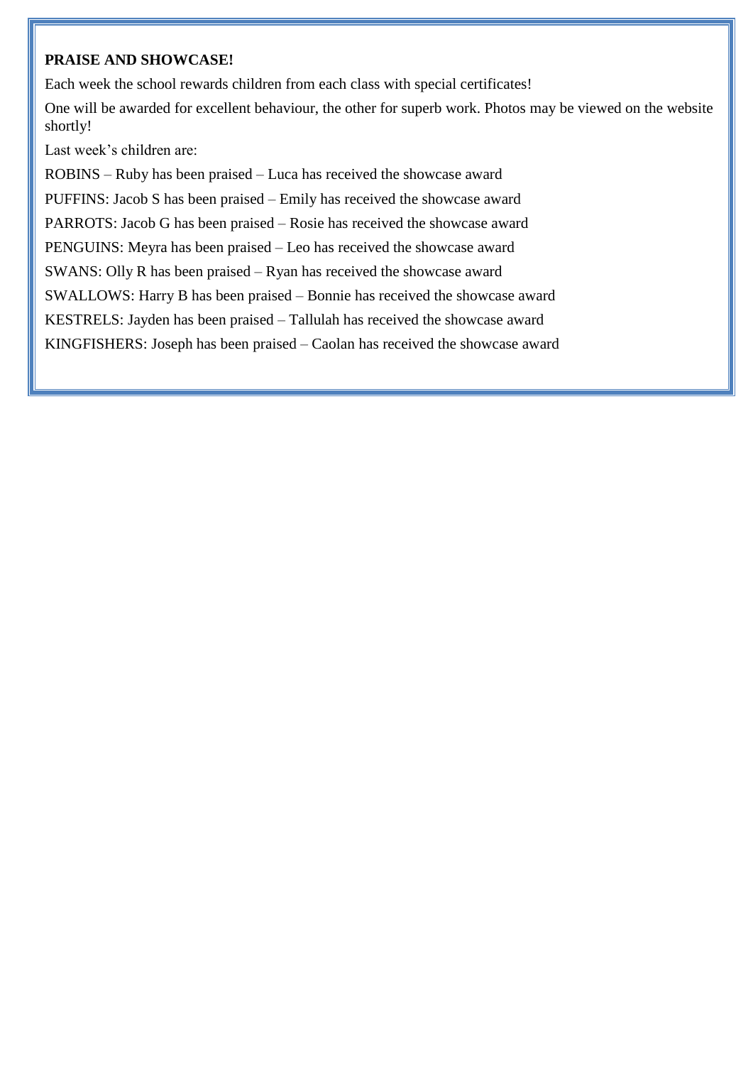**PRAISE AND SHOWCASE!**

Each week the school rewards children from each class with special certificates!

One will be awarded for excellent behaviour, the other for superb work. Photos may be viewed on the website shortly!

Last week's children are:

ROBINS – Ruby has been praised – Luca has received the showcase award

PUFFINS: Jacob S has been praised – Emily has received the showcase award

PARROTS: Jacob G has been praised – Rosie has received the showcase award

PENGUINS: Meyra has been praised – Leo has received the showcase award

SWANS: Olly R has been praised – Ryan has received the showcase award

SWALLOWS: Harry B has been praised – Bonnie has received the showcase award

KESTRELS: Jayden has been praised – Tallulah has received the showcase award

KINGFISHERS: Joseph has been praised – Caolan has received the showcase award